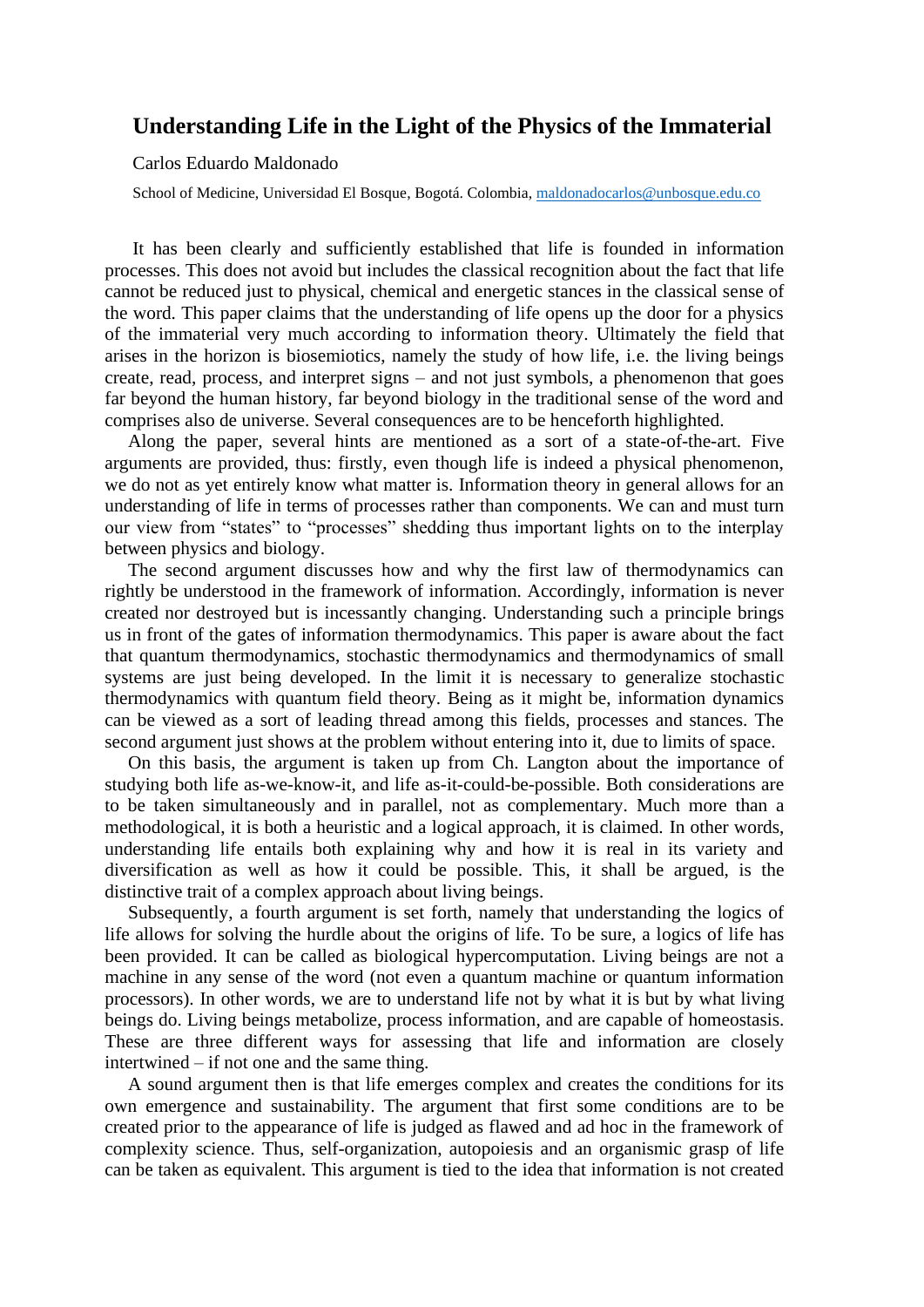# Understanding Life in the Light of the Physics of the Immaterial

Carlos Eduardo Maldonado

School of Medicine, Universidad El Bosque, Bogotá. Colombia, maldonadocarlos@unbosque.edu.co

It has been clearly and sufficiently established that life is founded in information processes. This does not avoid but includes the classical recognition about the fact that life cannot be reduced just to physical, chemical and energetic stances in the classical sense of the word. This paper claims that the understanding of life opens up the door for a physics of the immaterial very much according to information theory. Ultimately the field that arises in the horizon is biosemiotics, namely the study of how life, i.e. the living beings create, read, process, and interpret signs – and not just symbols, a phenomenon that goes far beyond the human history, far beyond biology in the traditional sense of the word and comprises also de universe. Several consequences are to be henceforth highlighted.

Along the paper, several hints are mentioned as a sort of a state-of-the-art. Five arguments are provided, thus: firstly, even though life is indeed a physical phenomenon, we do not as yet entirely know what matter is. Information theory in general allows for an understanding of life in terms of processes rather than components. We can and must turn our view from "states" to "processes" shedding thus important lights on to the interplay between physics and biology.

The second argument discusses how and why the first law of thermodynamics can rightly be understood in the framework of information. Accordingly, information is never created nor destroyed but is incessantly changing. Understanding such a principle brings us in front of the gates of information thermodynamics. This paper is aware about the fact that quantum thermodynamics, stochastic thermodynamics and thermodynamics of small systems are just being developed. In the limit it is necessary to generalize stochastic thermodynamics with quantum field theory. Being as it might be, information dynamics can be viewed as a sort of leading thread among this fields, processes and stances. The second argument just shows at the problem without entering into it, due to limits of space.

On this basis, the argument is taken up from Ch. Langton about the importance of studying both life as-we-know-it, and life as-it-could-be-possible. Both considerations are to be taken simultaneously and in parallel, not as complementary. Much more than a methodological, it is both a heuristic and a logical approach, it is claimed. In other words, understanding life entails both explaining why and how it is real in its variety and diversification as well as how it could be possible. This, it shall be argued, is the distinctive trait of a complex approach about living beings.

Subsequently, a fourth argument is set forth, namely that understanding the logics of life allows for solving the hurdle about the origins of life. To be sure, a logics of life has been provided. It can be called as biological hypercomputation. Living beings are not a machine in any sense of the word (not even a quantum machine or quantum information processors). In other words, we are to understand life not by what it is but by what living beings do. Living beings metabolize, process information, and are capable of homeostasis. These are three different ways for assessing that life and information are closely intertwined – if not one and the same thing.

A sound argument then is that life emerges complex and creates the conditions for its own emergence and sustainability. The argument that first some conditions are to be created prior to the appearance of life is judged as flawed and ad hoc in the framework of complexity science. Thus, self-organization, autopoiesis and an organismic grasp of life can be taken as equivalent. This argument is tied to the idea that information is not created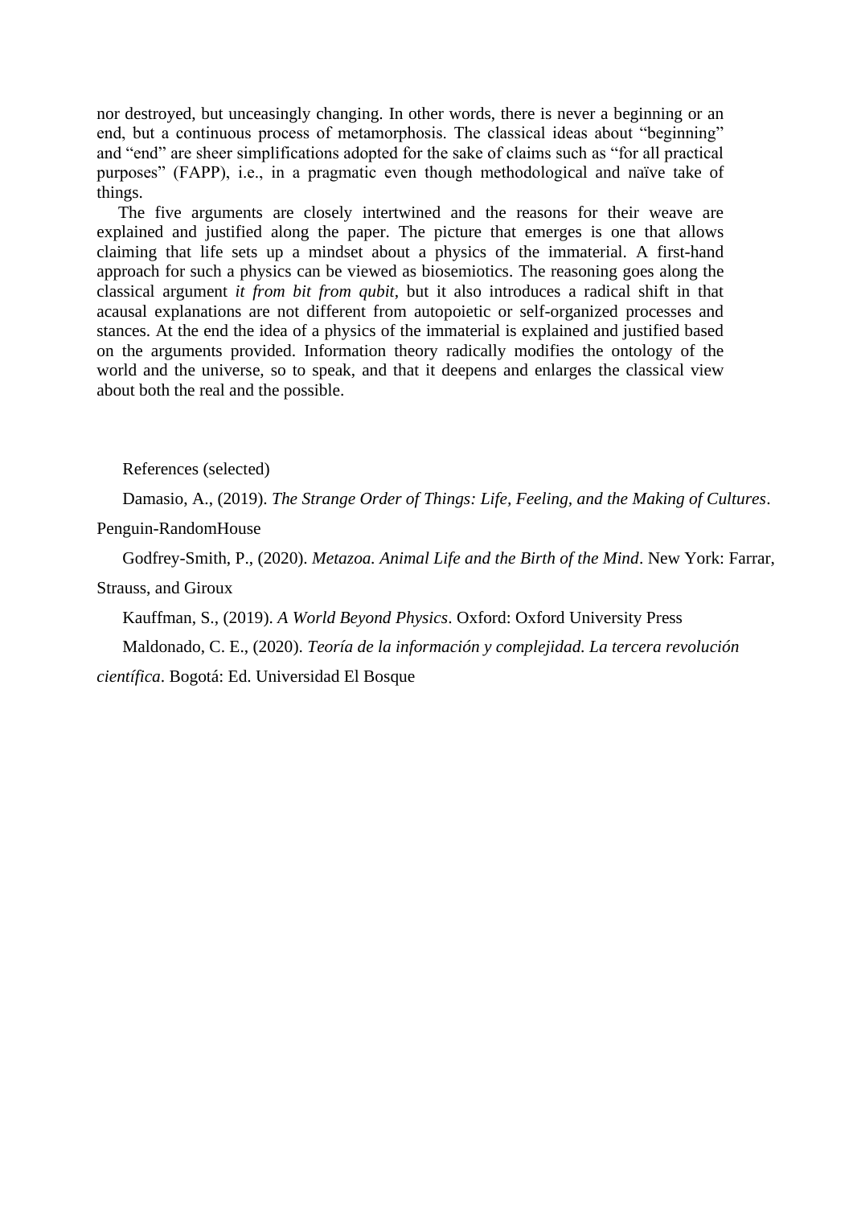nor destroyed, but unceasingly changing. In other words, there is never a beginning or an end, but a continuous process of metamorphosis. The classical ideas about "beginning" and "end" are sheer simplifications adopted for the sake of claims such as "for all practical purposes" (FAPP), i.e., in a pragmatic even though methodological and naïve take of things.

The five arguments are closely intertwined and the reasons for their weave are explained and justified along the paper. The picture that emerges is one that allows claiming that life sets up a mindset about a physics of the immaterial. A first-hand approach for such a physics can be viewed as biosemiotics. The reasoning goes along the classical argument *it from bit from qubit*, but it also introduces a radical shift in that acausal explanations are not different from autopoietic or self-organized processes and stances. At the end the idea of a physics of the immaterial is explained and justified based on the arguments provided. Information theory radically modifies the ontology of the world and the universe, so to speak, and that it deepens and enlarges the classical view about both the real and the possible.

References (selected)

Damasio, A., (2019). *The Strange Order of Things: Life, Feeling, and the Making of Cultures*. Penguin-RandomHouse

Godfrey-Smith, P., (2020). *Metazoa. Animal Life and the Birth of the Mind*. New York: Farrar, Strauss, and Giroux

Kauffman, S., (2019). *A World Beyond Physics*. Oxford: Oxford University Press

Maldonado, C. E., (2020). *Teoría de la información y complejidad. La tercera revolución científica*. Bogotá: Ed. Universidad El Bosque